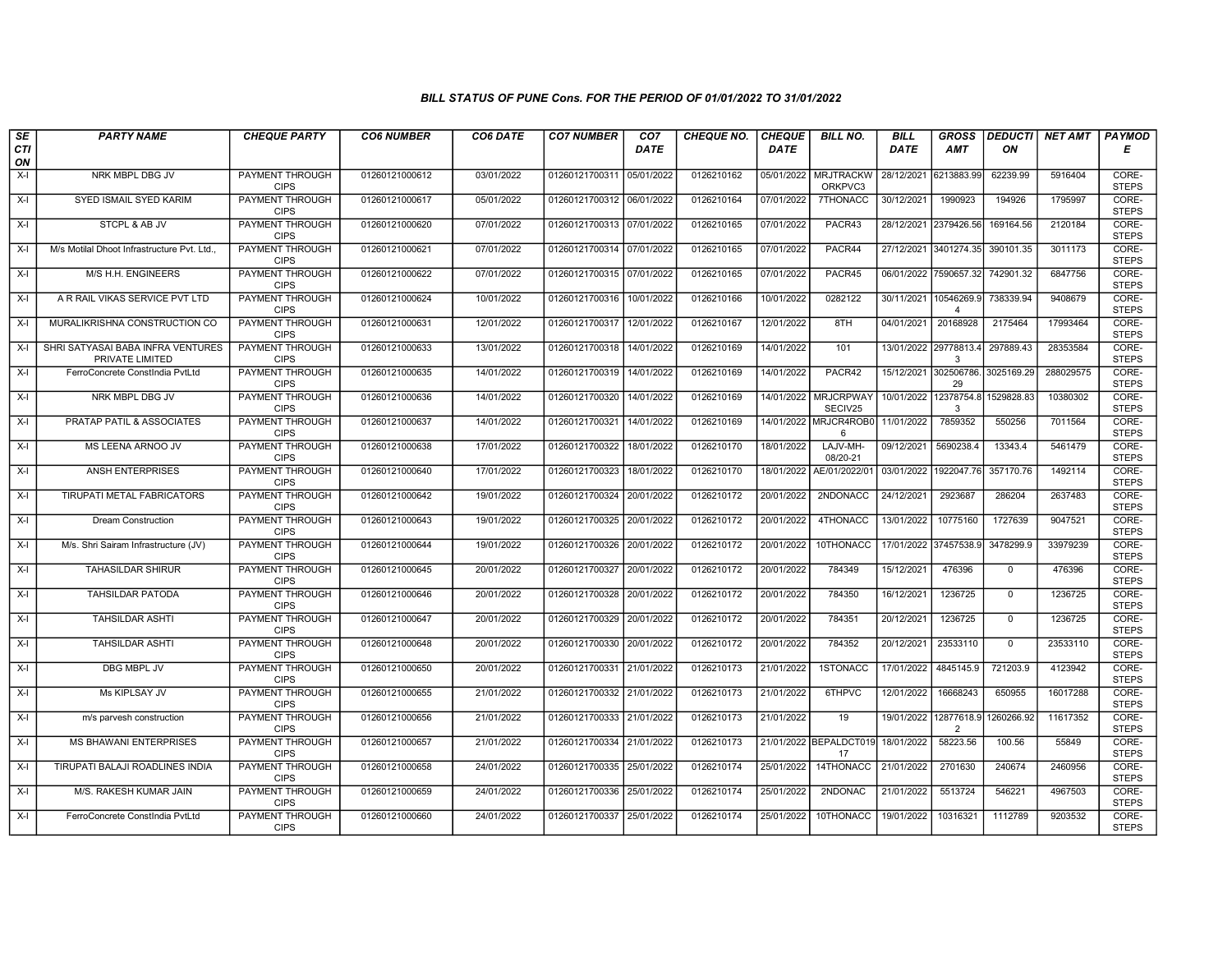# BILL STATUS OF PUNE Cons. FOR THE PERIOD OF 01/01/2022 TO 31/01/2022

| SECTION | PARTY NAME | CHEQUE PARTY | CO6 NUMBER | CO6 DATE | CO7 NUMBER | CO7 DATE | CHEQUE NO. | CHEQUE DATE | BILL NO. | BILL DATE | GROSS AMT | DEDUCTION | NET AMT | PAYMODE |
|---|---|---|---|---|---|---|---|---|---|---|---|---|---|---|
| X-I | NRK MBPL DBG JV | PAYMENT THROUGH CIPS | 01260121000612 | 03/01/2022 | 01260121700311 | 05/01/2022 | 0126210162 | 05/01/2022 | MRJTRACKWORKPVC3 | 28/12/2021 | 6213883.99 | 62239.99 | 5916404 | CORE-STEPS |
| X-I | SYED ISMAIL SYED KARIM | PAYMENT THROUGH CIPS | 01260121000617 | 05/01/2022 | 01260121700312 | 06/01/2022 | 0126210164 | 07/01/2022 | 7THONACC | 30/12/2021 | 1990923 | 194926 | 1795997 | CORE-STEPS |
| X-I | STCPL & AB JV | PAYMENT THROUGH CIPS | 01260121000620 | 07/01/2022 | 01260121700313 | 07/01/2022 | 0126210165 | 07/01/2022 | PACR43 | 28/12/2021 | 2379426.56 | 169164.56 | 2120184 | CORE-STEPS |
| X-I | M/s Motilal Dhoot Infrastructure Pvt. Ltd., | PAYMENT THROUGH CIPS | 01260121000621 | 07/01/2022 | 01260121700314 | 07/01/2022 | 0126210165 | 07/01/2022 | PACR44 | 27/12/2021 | 3401274.35 | 390101.35 | 3011173 | CORE-STEPS |
| X-I | M/S H.H. ENGINEERS | PAYMENT THROUGH CIPS | 01260121000622 | 07/01/2022 | 01260121700315 | 07/01/2022 | 0126210165 | 07/01/2022 | PACR45 | 06/01/2022 | 7590657.32 | 742901.32 | 6847756 | CORE-STEPS |
| X-I | A R RAIL VIKAS SERVICE PVT LTD | PAYMENT THROUGH CIPS | 01260121000624 | 10/01/2022 | 01260121700316 | 10/01/2022 | 0126210166 | 10/01/2022 | 0282122 | 30/11/2021 | 10546269.94 | 738339.94 | 9408679 | CORE-STEPS |
| X-I | MURALIKRISHNA CONSTRUCTION CO | PAYMENT THROUGH CIPS | 01260121000631 | 12/01/2022 | 01260121700317 | 12/01/2022 | 0126210167 | 12/01/2022 | 8TH | 04/01/2021 | 20168928 | 2175464 | 17993464 | CORE-STEPS |
| X-I | SHRI SATYASAI BABA INFRA VENTURES PRIVATE LIMITED | PAYMENT THROUGH CIPS | 01260121000633 | 13/01/2022 | 01260121700318 | 14/01/2022 | 0126210169 | 14/01/2022 | 101 | 13/01/2022 | 29778813.43 | 297889.43 | 28353584 | CORE-STEPS |
| X-I | FerroConcrete ConstIndia PvtLtd | PAYMENT THROUGH CIPS | 01260121000635 | 14/01/2022 | 01260121700319 | 14/01/2022 | 0126210169 | 14/01/2022 | PACR42 | 15/12/2021 | 302506786.29 | 3025169.29 | 288029575 | CORE-STEPS |
| X-I | NRK MBPL DBG JV | PAYMENT THROUGH CIPS | 01260121000636 | 14/01/2022 | 01260121700320 | 14/01/2022 | 0126210169 | 14/01/2022 | MRJCRPWAYSECIV25 | 10/01/2022 | 12378754.83 | 1529828.83 | 10380302 | CORE-STEPS |
| X-I | PRATAP PATIL & ASSOCIATES | PAYMENT THROUGH CIPS | 01260121000637 | 14/01/2022 | 01260121700321 | 14/01/2022 | 0126210169 | 14/01/2022 | MRJCR4ROB06 | 11/01/2022 | 7859352 | 550256 | 7011564 | CORE-STEPS |
| X-I | MS LEENA ARNOO JV | PAYMENT THROUGH CIPS | 01260121000638 | 17/01/2022 | 01260121700322 | 18/01/2022 | 0126210170 | 18/01/2022 | LAJV-MH-08/20-21 | 09/12/2021 | 5690238.4 | 13343.4 | 5461479 | CORE-STEPS |
| X-I | ANSH ENTERPRISES | PAYMENT THROUGH CIPS | 01260121000640 | 17/01/2022 | 01260121700323 | 18/01/2022 | 0126210170 | 18/01/2022 | AE/01/2022/01 | 03/01/2022 | 1922047.76 | 357170.76 | 1492114 | CORE-STEPS |
| X-I | TIRUPATI METAL FABRICATORS | PAYMENT THROUGH CIPS | 01260121000642 | 19/01/2022 | 01260121700324 | 20/01/2022 | 0126210172 | 20/01/2022 | 2NDONACC | 24/12/2021 | 2923687 | 286204 | 2637483 | CORE-STEPS |
| X-I | Dream Construction | PAYMENT THROUGH CIPS | 01260121000643 | 19/01/2022 | 01260121700325 | 20/01/2022 | 0126210172 | 20/01/2022 | 4THONACC | 13/01/2022 | 10775160 | 1727639 | 9047521 | CORE-STEPS |
| X-I | M/s. Shri Sairam Infrastructure (JV) | PAYMENT THROUGH CIPS | 01260121000644 | 19/01/2022 | 01260121700326 | 20/01/2022 | 0126210172 | 20/01/2022 | 10THONACC | 17/01/2022 | 37457538.9 | 3478299.9 | 33979239 | CORE-STEPS |
| X-I | TAHASILDAR SHIRUR | PAYMENT THROUGH CIPS | 01260121000645 | 20/01/2022 | 01260121700327 | 20/01/2022 | 0126210172 | 20/01/2022 | 784349 | 15/12/2021 | 476396 | 0 | 476396 | CORE-STEPS |
| X-I | TAHSILDAR PATODA | PAYMENT THROUGH CIPS | 01260121000646 | 20/01/2022 | 01260121700328 | 20/01/2022 | 0126210172 | 20/01/2022 | 784350 | 16/12/2021 | 1236725 | 0 | 1236725 | CORE-STEPS |
| X-I | TAHSILDAR ASHTI | PAYMENT THROUGH CIPS | 01260121000647 | 20/01/2022 | 01260121700329 | 20/01/2022 | 0126210172 | 20/01/2022 | 784351 | 20/12/2021 | 1236725 | 0 | 1236725 | CORE-STEPS |
| X-I | TAHSILDAR ASHTI | PAYMENT THROUGH CIPS | 01260121000648 | 20/01/2022 | 01260121700330 | 20/01/2022 | 0126210172 | 20/01/2022 | 784352 | 20/12/2021 | 23533110 | 0 | 23533110 | CORE-STEPS |
| X-I | DBG MBPL JV | PAYMENT THROUGH CIPS | 01260121000650 | 20/01/2022 | 01260121700331 | 21/01/2022 | 0126210173 | 21/01/2022 | 1STONACC | 17/01/2022 | 4845145.9 | 721203.9 | 4123942 | CORE-STEPS |
| X-I | Ms KIPLSAY JV | PAYMENT THROUGH CIPS | 01260121000655 | 21/01/2022 | 01260121700332 | 21/01/2022 | 0126210173 | 21/01/2022 | 6THPVC | 12/01/2022 | 16668243 | 650955 | 16017288 | CORE-STEPS |
| X-I | m/s parvesh construction | PAYMENT THROUGH CIPS | 01260121000656 | 21/01/2022 | 01260121700333 | 21/01/2022 | 0126210173 | 21/01/2022 | 19 | 19/01/2022 | 12877618.92 | 1260266.92 | 11617352 | CORE-STEPS |
| X-I | MS BHAWANI ENTERPRISES | PAYMENT THROUGH CIPS | 01260121000657 | 21/01/2022 | 01260121700334 | 21/01/2022 | 0126210173 | 21/01/2022 | BEPALDCT01917 | 18/01/2022 | 58223.56 | 100.56 | 55849 | CORE-STEPS |
| X-I | TIRUPATI BALAJI ROADLINES INDIA | PAYMENT THROUGH CIPS | 01260121000658 | 24/01/2022 | 01260121700335 | 25/01/2022 | 0126210174 | 25/01/2022 | 14THONACC | 21/01/2022 | 2701630 | 240674 | 2460956 | CORE-STEPS |
| X-I | M/S. RAKESH KUMAR JAIN | PAYMENT THROUGH CIPS | 01260121000659 | 24/01/2022 | 01260121700336 | 25/01/2022 | 0126210174 | 25/01/2022 | 2NDONAC | 21/01/2022 | 5513724 | 546221 | 4967503 | CORE-STEPS |
| X-I | FerroConcrete ConstIndia PvtLtd | PAYMENT THROUGH CIPS | 01260121000660 | 24/01/2022 | 01260121700337 | 25/01/2022 | 0126210174 | 25/01/2022 | 10THONACC | 19/01/2022 | 10316321 | 1112789 | 9203532 | CORE-STEPS |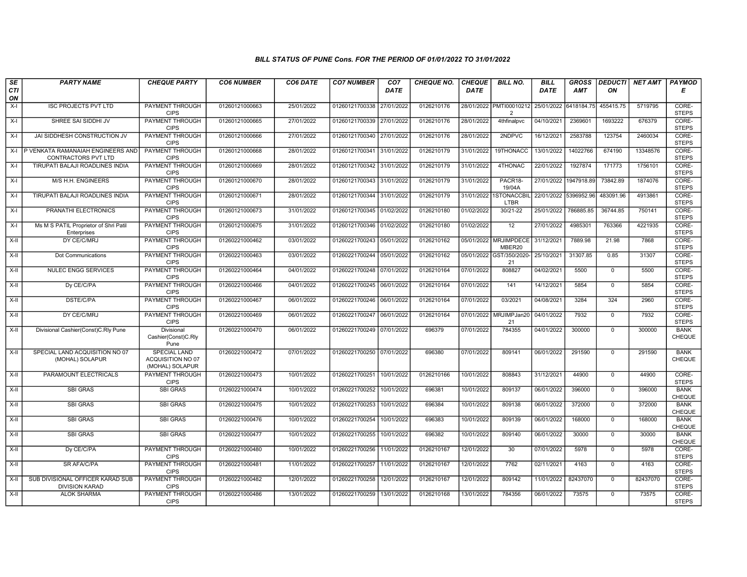### *BILL STATUS OF PUNE Cons. FOR THE PERIOD OF 01/01/2022 TO 31/01/2022*

| SECTION | PARTY NAME | CHEQUE PARTY | CO6 NUMBER | CO6 DATE | CO7 NUMBER | CO7 DATE | CHEQUE NO. | CHEQUE DATE | BILL NO. | BILL DATE | GROSS AMT | DEDUCTION | NET AMT | PAYMODE |
|---|---|---|---|---|---|---|---|---|---|---|---|---|---|---|
| X-I | ISC PROJECTS PVT LTD | PAYMENT THROUGH CIPS | 01260121000663 | 25/01/2022 | 01260121700338 | 27/01/2022 | 0126210176 | 28/01/2022 | PMTI000102122 | 25/01/2022 | 6418184.75 | 455415.75 | 5719795 | CORE-STEPS |
| X-I | SHREE SAI SIDDHI JV | PAYMENT THROUGH CIPS | 01260121000665 | 27/01/2022 | 01260121700339 | 27/01/2022 | 0126210176 | 28/01/2022 | 4thfinalpvc | 04/10/2021 | 2369601 | 1693222 | 676379 | CORE-STEPS |
| X-I | JAI SIDDHESH CONSTRUCTION JV | PAYMENT THROUGH CIPS | 01260121000666 | 27/01/2022 | 01260121700340 | 27/01/2022 | 0126210176 | 28/01/2022 | 2NDPVC | 16/12/2021 | 2583788 | 123754 | 2460034 | CORE-STEPS |
| X-I | P VENKATA RAMANAIAH ENGINEERS AND CONTRACTORS PVT LTD | PAYMENT THROUGH CIPS | 01260121000668 | 28/01/2022 | 01260121700341 | 31/01/2022 | 0126210179 | 31/01/2022 | 19THONACC | 13/01/2022 | 14022766 | 674190 | 13348576 | CORE-STEPS |
| X-I | TIRUPATI BALAJI ROADLINES INDIA | PAYMENT THROUGH CIPS | 01260121000669 | 28/01/2022 | 01260121700342 | 31/01/2022 | 0126210179 | 31/01/2022 | 4THONAC | 22/01/2022 | 1927874 | 171773 | 1756101 | CORE-STEPS |
| X-I | M/S H.H. ENGINEERS | PAYMENT THROUGH CIPS | 01260121000670 | 28/01/2022 | 01260121700343 | 31/01/2022 | 0126210179 | 31/01/2022 | PACR18-19/04A | 27/01/2022 | 1947918.89 | 73842.89 | 1874076 | CORE-STEPS |
| X-I | TIRUPATI BALAJI ROADLINES INDIA | PAYMENT THROUGH CIPS | 01260121000671 | 28/01/2022 | 01260121700344 | 31/01/2022 | 0126210179 | 31/01/2022 | 1STONACCBILLTBR | 22/01/2022 | 5396952.96 | 483091.96 | 4913861 | CORE-STEPS |
| X-I | PRANATHI ELECTRONICS | PAYMENT THROUGH CIPS | 01260121000673 | 31/01/2022 | 01260121700345 | 01/02/2022 | 0126210180 | 01/02/2022 | 30/21-22 | 25/01/2022 | 786885.85 | 36744.85 | 750141 | CORE-STEPS |
| X-I | Ms M S PATIL Proprietor of Shri Patil Enterprises | PAYMENT THROUGH CIPS | 01260121000675 | 31/01/2022 | 01260121700346 | 01/02/2022 | 0126210180 | 01/02/2022 | 12 | 27/01/2022 | 4985301 | 763366 | 4221935 | CORE-STEPS |
| X-II | DY CE/C/MRJ | PAYMENT THROUGH CIPS | 01260221000462 | 03/01/2022 | 01260221700243 | 05/01/2022 | 0126210162 | 05/01/2022 | MRJIMPDECEMBER20 | 31/12/2021 | 7889.98 | 21.98 | 7868 | CORE-STEPS |
| X-II | Dot Communications | PAYMENT THROUGH CIPS | 01260221000463 | 03/01/2022 | 01260221700244 | 05/01/2022 | 0126210162 | 05/01/2022 | GST/350/2020-21 | 25/10/2021 | 31307.85 | 0.85 | 31307 | CORE-STEPS |
| X-II | NULEC ENGG SERVICES | PAYMENT THROUGH CIPS | 01260221000464 | 04/01/2022 | 01260221700248 | 07/01/2022 | 0126210164 | 07/01/2022 | 808827 | 04/02/2021 | 5500 | 0 | 5500 | CORE-STEPS |
| X-II | Dy CE/C/PA | PAYMENT THROUGH CIPS | 01260221000466 | 04/01/2022 | 01260221700245 | 06/01/2022 | 0126210164 | 07/01/2022 | 141 | 14/12/2021 | 5854 | 0 | 5854 | CORE-STEPS |
| X-II | DSTE/C/PA | PAYMENT THROUGH CIPS | 01260221000467 | 06/01/2022 | 01260221700246 | 06/01/2022 | 0126210164 | 07/01/2022 | 03/2021 | 04/08/2021 | 3284 | 324 | 2960 | CORE-STEPS |
| X-II | DY CE/C/MRJ | PAYMENT THROUGH CIPS | 01260221000469 | 06/01/2022 | 01260221700247 | 06/01/2022 | 0126210164 | 07/01/2022 | MRJIMPJan2021 | 04/01/2022 | 7932 | 0 | 7932 | CORE-STEPS |
| X-II | Divisional Cashier(Const)C.Rly Pune | Divisional Cashier(Const)C.Rly Pune | 01260221000470 | 06/01/2022 | 01260221700249 | 07/01/2022 | 696379 | 07/01/2022 | 784355 | 04/01/2022 | 300000 | 0 | 300000 | BANK CHEQUE |
| X-II | SPECIAL LAND ACQUISITION NO 07 (MOHAL) SOLAPUR | SPECIAL LAND ACQUISITION NO 07 (MOHAL) SOLAPUR | 01260221000472 | 07/01/2022 | 01260221700250 | 07/01/2022 | 696380 | 07/01/2022 | 809141 | 06/01/2022 | 291590 | 0 | 291590 | BANK CHEQUE |
| X-II | PARAMOUNT ELECTRICALS | PAYMENT THROUGH CIPS | 01260221000473 | 10/01/2022 | 01260221700251 | 10/01/2022 | 0126210166 | 10/01/2022 | 808843 | 31/12/2021 | 44900 | 0 | 44900 | CORE-STEPS |
| X-II | SBI GRAS | SBI GRAS | 01260221000474 | 10/01/2022 | 01260221700252 | 10/01/2022 | 696381 | 10/01/2022 | 809137 | 06/01/2022 | 396000 | 0 | 396000 | BANK CHEQUE |
| X-II | SBI GRAS | SBI GRAS | 01260221000475 | 10/01/2022 | 01260221700253 | 10/01/2022 | 696384 | 10/01/2022 | 809138 | 06/01/2022 | 372000 | 0 | 372000 | BANK CHEQUE |
| X-II | SBI GRAS | SBI GRAS | 01260221000476 | 10/01/2022 | 01260221700254 | 10/01/2022 | 696383 | 10/01/2022 | 809139 | 06/01/2022 | 168000 | 0 | 168000 | BANK CHEQUE |
| X-II | SBI GRAS | SBI GRAS | 01260221000477 | 10/01/2022 | 01260221700255 | 10/01/2022 | 696382 | 10/01/2022 | 809140 | 06/01/2022 | 30000 | 0 | 30000 | BANK CHEQUE |
| X-II | Dy CE/C/PA | PAYMENT THROUGH CIPS | 01260221000480 | 10/01/2022 | 01260221700256 | 11/01/2022 | 0126210167 | 12/01/2022 | 30 | 07/01/2022 | 5978 | 0 | 5978 | CORE-STEPS |
| X-II | SR AFA/C/PA | PAYMENT THROUGH CIPS | 01260221000481 | 11/01/2022 | 01260221700257 | 11/01/2022 | 0126210167 | 12/01/2022 | 7762 | 02/11/2021 | 4163 | 0 | 4163 | CORE-STEPS |
| X-II | SUB DIVISIONAL OFFICER KARAD SUB DIVISION KARAD | PAYMENT THROUGH CIPS | 01260221000482 | 12/01/2022 | 01260221700258 | 12/01/2022 | 0126210167 | 12/01/2022 | 809142 | 11/01/2022 | 82437070 | 0 | 82437070 | CORE-STEPS |
| X-II | ALOK SHARMA | PAYMENT THROUGH CIPS | 01260221000486 | 13/01/2022 | 01260221700259 | 13/01/2022 | 0126210168 | 13/01/2022 | 784356 | 06/01/2022 | 73575 | 0 | 73575 | CORE-STEPS |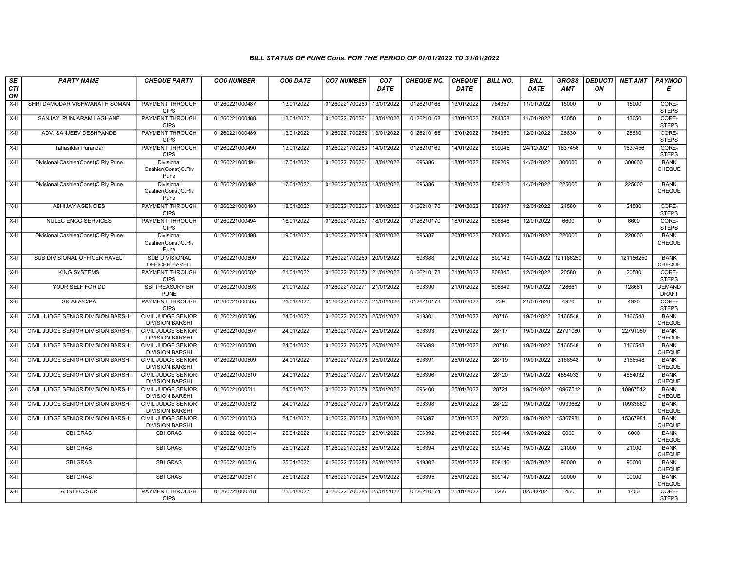### BILL STATUS OF PUNE Cons. FOR THE PERIOD OF 01/01/2022 TO 31/01/2022

| SECTION | PARTY NAME | CHEQUE PARTY | CO6 NUMBER | CO6 DATE | CO7 NUMBER | CO7 DATE | CHEQUE NO. | CHEQUE DATE | BILL NO. | BILL DATE | GROSS AMT | DEDUCTION | NET AMT | PAYMODE |
|---|---|---|---|---|---|---|---|---|---|---|---|---|---|---|
| X-II | SHRI DAMODAR VISHWANATH SOMAN | PAYMENT THROUGH CIPS | 01260221000487 | 13/01/2022 | 01260221700260 | 13/01/2022 | 0126210168 | 13/01/2022 | 784357 | 11/01/2022 | 15000 | 0 | 15000 | CORE-STEPS |
| X-II | SANJAY PUNJARAM LAGHANE | PAYMENT THROUGH CIPS | 01260221000488 | 13/01/2022 | 01260221700261 | 13/01/2022 | 0126210168 | 13/01/2022 | 784358 | 11/01/2022 | 13050 | 0 | 13050 | CORE-STEPS |
| X-II | ADV. SANJEEV DESHPANDE | PAYMENT THROUGH CIPS | 01260221000489 | 13/01/2022 | 01260221700262 | 13/01/2022 | 0126210168 | 13/01/2022 | 784359 | 12/01/2022 | 28830 | 0 | 28830 | CORE-STEPS |
| X-II | Tahasildar Purandar | PAYMENT THROUGH CIPS | 01260221000490 | 13/01/2022 | 01260221700263 | 14/01/2022 | 0126210169 | 14/01/2022 | 809045 | 24/12/2021 | 1637456 | 0 | 1637456 | CORE-STEPS |
| X-II | Divisional Cashier(Const)C.Rly Pune | Divisional Cashier(Const)C.Rly Pune | 01260221000491 | 17/01/2022 | 01260221700264 | 18/01/2022 | 696386 | 18/01/2022 | 809209 | 14/01/2022 | 300000 | 0 | 300000 | BANK CHEQUE |
| X-II | Divisional Cashier(Const)C.Rly Pune | Divisional Cashier(Const)C.Rly Pune | 01260221000492 | 17/01/2022 | 01260221700265 | 18/01/2022 | 696386 | 18/01/2022 | 809210 | 14/01/2022 | 225000 | 0 | 225000 | BANK CHEQUE |
| X-II | ABHIJAY AGENCIES | PAYMENT THROUGH CIPS | 01260221000493 | 18/01/2022 | 01260221700266 | 18/01/2022 | 0126210170 | 18/01/2022 | 808847 | 12/01/2022 | 24580 | 0 | 24580 | CORE-STEPS |
| X-II | NULEC ENGG SERVICES | PAYMENT THROUGH CIPS | 01260221000494 | 18/01/2022 | 01260221700267 | 18/01/2022 | 0126210170 | 18/01/2022 | 808846 | 12/01/2022 | 6600 | 0 | 6600 | CORE-STEPS |
| X-II | Divisional Cashier(Const)C.Rly Pune | Divisional Cashier(Const)C.Rly Pune | 01260221000498 | 19/01/2022 | 01260221700268 | 19/01/2022 | 696387 | 20/01/2022 | 784360 | 18/01/2022 | 220000 | 0 | 220000 | BANK CHEQUE |
| X-II | SUB DIVISIONAL OFFICER HAVELI | SUB DIVISIONAL OFFICER HAVELI | 01260221000500 | 20/01/2022 | 01260221700269 | 20/01/2022 | 696388 | 20/01/2022 | 809143 | 14/01/2022 | 121186250 | 0 | 121186250 | BANK CHEQUE |
| X-II | KING SYSTEMS | PAYMENT THROUGH CIPS | 01260221000502 | 21/01/2022 | 01260221700270 | 21/01/2022 | 0126210173 | 21/01/2022 | 808845 | 12/01/2022 | 20580 | 0 | 20580 | CORE-STEPS |
| X-II | YOUR SELF FOR DD | SBI TREASURY BR PUNE | 01260221000503 | 21/01/2022 | 01260221700271 | 21/01/2022 | 696390 | 21/01/2022 | 808849 | 19/01/2022 | 128661 | 0 | 128661 | DEMAND DRAFT |
| X-II | SR AFA/C/PA | PAYMENT THROUGH CIPS | 01260221000505 | 21/01/2022 | 01260221700272 | 21/01/2022 | 0126210173 | 21/01/2022 | 239 | 21/01/2020 | 4920 | 0 | 4920 | CORE-STEPS |
| X-II | CIVIL JUDGE SENIOR DIVISION BARSHI | CIVIL JUDGE SENIOR DIVISION BARSHI | 01260221000506 | 24/01/2022 | 01260221700273 | 25/01/2022 | 919301 | 25/01/2022 | 28716 | 19/01/2022 | 3166548 | 0 | 3166548 | BANK CHEQUE |
| X-II | CIVIL JUDGE SENIOR DIVISION BARSHI | CIVIL JUDGE SENIOR DIVISION BARSHI | 01260221000507 | 24/01/2022 | 01260221700274 | 25/01/2022 | 696393 | 25/01/2022 | 28717 | 19/01/2022 | 22791080 | 0 | 22791080 | BANK CHEQUE |
| X-II | CIVIL JUDGE SENIOR DIVISION BARSHI | CIVIL JUDGE SENIOR DIVISION BARSHI | 01260221000508 | 24/01/2022 | 01260221700275 | 25/01/2022 | 696399 | 25/01/2022 | 28718 | 19/01/2022 | 3166548 | 0 | 3166548 | BANK CHEQUE |
| X-II | CIVIL JUDGE SENIOR DIVISION BARSHI | CIVIL JUDGE SENIOR DIVISION BARSHI | 01260221000509 | 24/01/2022 | 01260221700276 | 25/01/2022 | 696391 | 25/01/2022 | 28719 | 19/01/2022 | 3166548 | 0 | 3166548 | BANK CHEQUE |
| X-II | CIVIL JUDGE SENIOR DIVISION BARSHI | CIVIL JUDGE SENIOR DIVISION BARSHI | 01260221000510 | 24/01/2022 | 01260221700277 | 25/01/2022 | 696396 | 25/01/2022 | 28720 | 19/01/2022 | 4854032 | 0 | 4854032 | BANK CHEQUE |
| X-II | CIVIL JUDGE SENIOR DIVISION BARSHI | CIVIL JUDGE SENIOR DIVISION BARSHI | 01260221000511 | 24/01/2022 | 01260221700278 | 25/01/2022 | 696400 | 25/01/2022 | 28721 | 19/01/2022 | 10967512 | 0 | 10967512 | BANK CHEQUE |
| X-II | CIVIL JUDGE SENIOR DIVISION BARSHI | CIVIL JUDGE SENIOR DIVISION BARSHI | 01260221000512 | 24/01/2022 | 01260221700279 | 25/01/2022 | 696398 | 25/01/2022 | 28722 | 19/01/2022 | 10933662 | 0 | 10933662 | BANK CHEQUE |
| X-II | CIVIL JUDGE SENIOR DIVISION BARSHI | CIVIL JUDGE SENIOR DIVISION BARSHI | 01260221000513 | 24/01/2022 | 01260221700280 | 25/01/2022 | 696397 | 25/01/2022 | 28723 | 19/01/2022 | 15367981 | 0 | 15367981 | BANK CHEQUE |
| X-II | SBI GRAS | SBI GRAS | 01260221000514 | 25/01/2022 | 01260221700281 | 25/01/2022 | 696392 | 25/01/2022 | 809144 | 19/01/2022 | 6000 | 0 | 6000 | BANK CHEQUE |
| X-II | SBI GRAS | SBI GRAS | 01260221000515 | 25/01/2022 | 01260221700282 | 25/01/2022 | 696394 | 25/01/2022 | 809145 | 19/01/2022 | 21000 | 0 | 21000 | BANK CHEQUE |
| X-II | SBI GRAS | SBI GRAS | 01260221000516 | 25/01/2022 | 01260221700283 | 25/01/2022 | 919302 | 25/01/2022 | 809146 | 19/01/2022 | 90000 | 0 | 90000 | BANK CHEQUE |
| X-II | SBI GRAS | SBI GRAS | 01260221000517 | 25/01/2022 | 01260221700284 | 25/01/2022 | 696395 | 25/01/2022 | 809147 | 19/01/2022 | 90000 | 0 | 90000 | BANK CHEQUE |
| X-II | ADSTE/C/SUR | PAYMENT THROUGH CIPS | 01260221000518 | 25/01/2022 | 01260221700285 | 25/01/2022 | 0126210174 | 25/01/2022 | 0266 | 02/08/2021 | 1450 | 0 | 1450 | CORE-STEPS |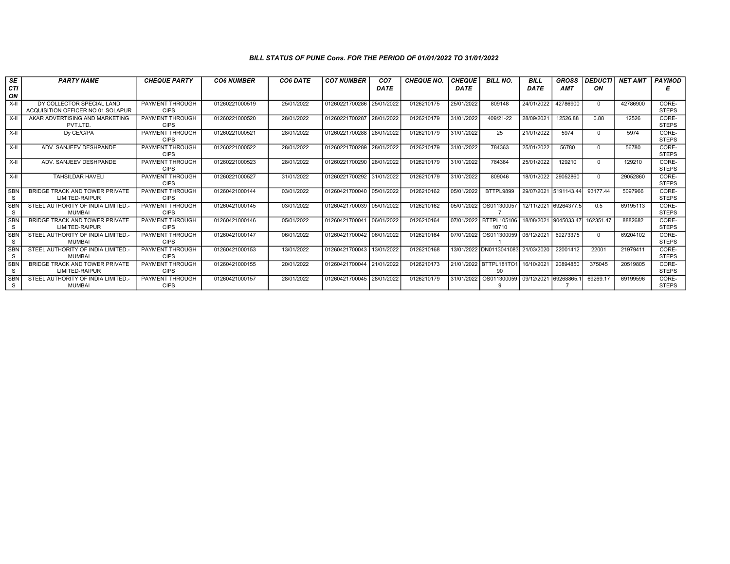*BILL STATUS OF PUNE Cons. FOR THE PERIOD OF 01/01/2022 TO 31/01/2022*

| SECTION | PARTY NAME | CHEQUE PARTY | CO6 NUMBER | CO6 DATE | CO7 NUMBER | CO7 DATE | CHEQUE NO. | CHEQUE DATE | BILL NO. | BILL DATE | GROSS AMT | DEDUCTION | NET AMT | PAYMODE |
|---|---|---|---|---|---|---|---|---|---|---|---|---|---|---|
| X-II | DY COLLECTOR SPECIAL LAND ACQUISITION OFFICER NO 01 SOLAPUR | PAYMENT THROUGH CIPS | 01260221000519 | 25/01/2022 | 01260221700286 | 25/01/2022 | 0126210175 | 25/01/2022 | 809148 | 24/01/2022 | 42786900 | 0 | 42786900 | CORE-STEPS |
| X-II | AKAR ADVERTISING AND MARKETING PVT.LTD. | PAYMENT THROUGH CIPS | 01260221000520 | 28/01/2022 | 01260221700287 | 28/01/2022 | 0126210179 | 31/01/2022 | 409/21-22 | 28/09/2021 | 12526.88 | 0.88 | 12526 | CORE-STEPS |
| X-II | Dy CE/C/PA | PAYMENT THROUGH CIPS | 01260221000521 | 28/01/2022 | 01260221700288 | 28/01/2022 | 0126210179 | 31/01/2022 | 25 | 21/01/2022 | 5974 | 0 | 5974 | CORE-STEPS |
| X-II | ADV. SANJEEV DESHPANDE | PAYMENT THROUGH CIPS | 01260221000522 | 28/01/2022 | 01260221700289 | 28/01/2022 | 0126210179 | 31/01/2022 | 784363 | 25/01/2022 | 56780 | 0 | 56780 | CORE-STEPS |
| X-II | ADV. SANJEEV DESHPANDE | PAYMENT THROUGH CIPS | 01260221000523 | 28/01/2022 | 01260221700290 | 28/01/2022 | 0126210179 | 31/01/2022 | 784364 | 25/01/2022 | 129210 | 0 | 129210 | CORE-STEPS |
| X-II | TAHSILDAR HAVELI | PAYMENT THROUGH CIPS | 01260221000527 | 31/01/2022 | 01260221700292 | 31/01/2022 | 0126210179 | 31/01/2022 | 809046 | 18/01/2022 | 29052860 | 0 | 29052860 | CORE-STEPS |
| SBNS | BRIDGE TRACK AND TOWER PRIVATE LIMITED-RAIPUR | PAYMENT THROUGH CIPS | 01260421000144 | 03/01/2022 | 01260421700040 | 05/01/2022 | 0126210162 | 05/01/2022 | BTTPL9899 | 29/07/2021 | 5191143.44 | 93177.44 | 5097966 | CORE-STEPS |
| SBNS | STEEL AUTHORITY OF INDIA LIMITED.-MUMBAI | PAYMENT THROUGH CIPS | 01260421000145 | 03/01/2022 | 01260421700039 | 05/01/2022 | 0126210162 | 05/01/2022 | OS0113000577 | 12/11/2021 | 69264377.5 | 0.5 | 69195113 | CORE-STEPS |
| SBNS | BRIDGE TRACK AND TOWER PRIVATE LIMITED-RAIPUR | PAYMENT THROUGH CIPS | 01260421000146 | 05/01/2022 | 01260421700041 | 06/01/2022 | 0126210164 | 07/01/2022 | BTTPL10510710 | 18/08/2021 | 9045033.47 | 162351.47 | 8882682 | CORE-STEPS |
| SBNS | STEEL AUTHORITY OF INDIA LIMITED.-MUMBAI | PAYMENT THROUGH CIPS | 01260421000147 | 06/01/2022 | 01260421700042 | 06/01/2022 | 0126210164 | 07/01/2022 | OS0113000591 | 06/12/2021 | 69273375 | 0 | 69204102 | CORE-STEPS |
| SBNS | STEEL AUTHORITY OF INDIA LIMITED.-MUMBAI | PAYMENT THROUGH CIPS | 01260421000153 | 13/01/2022 | 01260421700043 | 13/01/2022 | 0126210168 | 13/01/2022 | DN0113041083 | 21/03/2020 | 22001412 | 22001 | 21979411 | CORE-STEPS |
| SBNS | BRIDGE TRACK AND TOWER PRIVATE LIMITED-RAIPUR | PAYMENT THROUGH CIPS | 01260421000155 | 20/01/2022 | 01260421700044 | 21/01/2022 | 0126210173 | 21/01/2022 | BTTPL181TO190 | 16/10/2021 | 20894850 | 375045 | 20519805 | CORE-STEPS |
| SBNS | STEEL AUTHORITY OF INDIA LIMITED.-MUMBAI | PAYMENT THROUGH CIPS | 01260421000157 | 28/01/2022 | 01260421700045 | 28/01/2022 | 0126210179 | 31/01/2022 | OS0113000599 | 09/12/2021 | 69268865.17 | 69269.17 | 69199596 | CORE-STEPS |